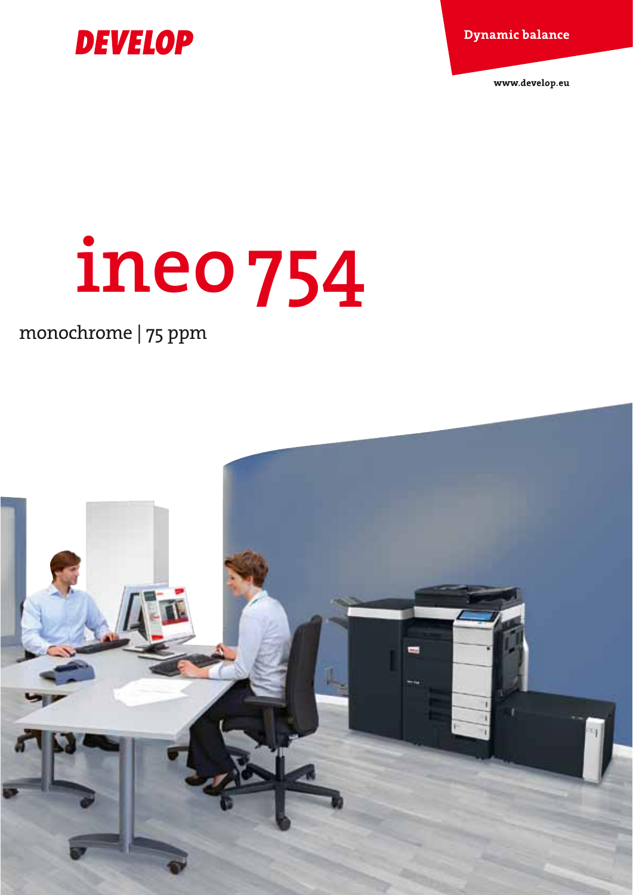DEVELOP

Dynamic balance

www.develop.eu

# ineo 754

monochrome | 75 ppm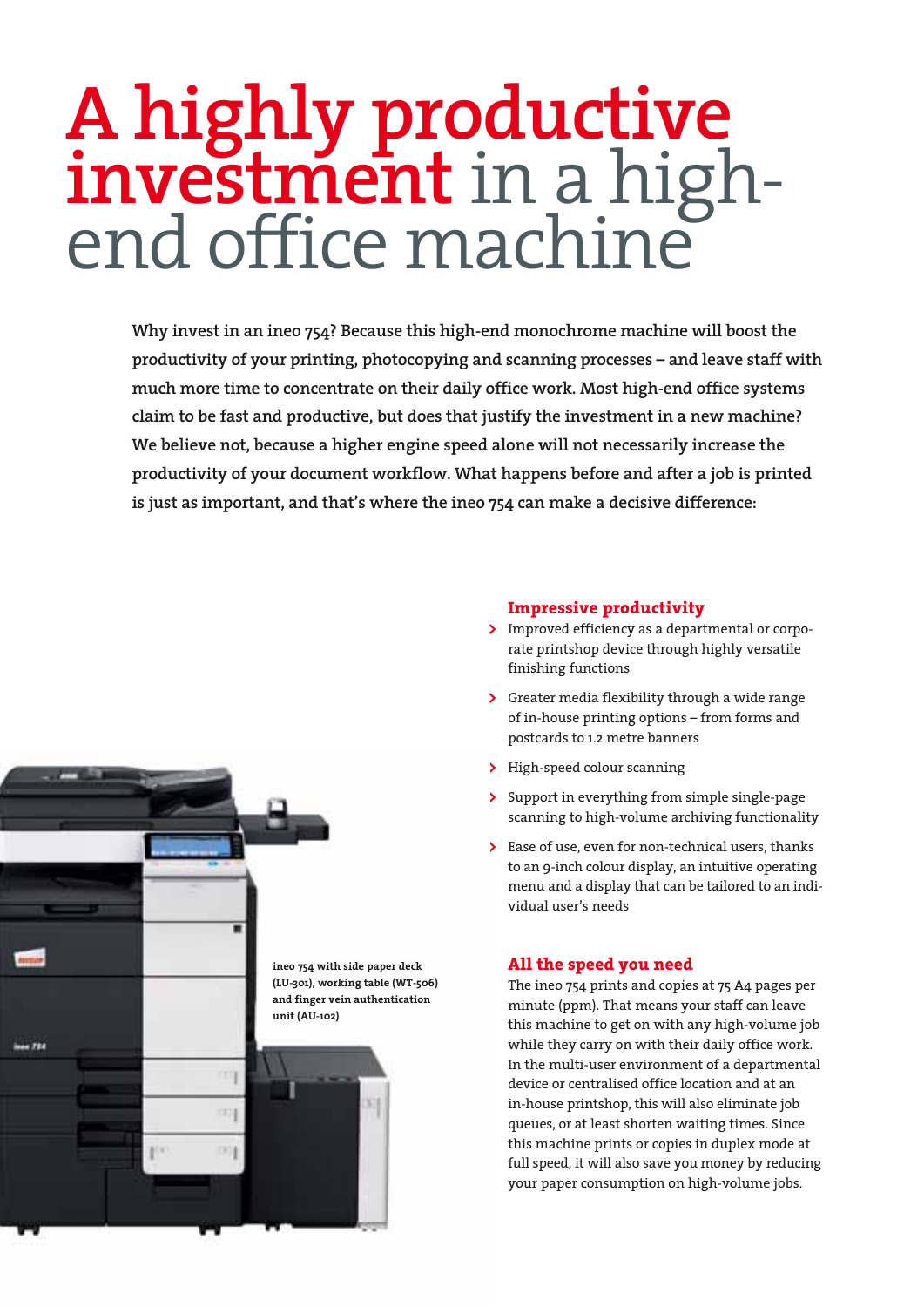# A highly productive investment in a high-end office machine

**Why invest in an ineo 754? Because this high-end monochrome machine will boost the productivity of your printing, photocopying and scanning processes – and leave staff with much more time to concentrate on their daily office work. Most high-end office systems claim to be fast and productive, but does that justify the investment in a new machine? We believe not, because a higher engine speed alone will not necessarily increase the productivity of your document workflow. What happens before and after a job is printed is just as important, and that's where the ineo 754 can make a decisive difference:**

**ineo 754 with side paper deck (LU-301), working table (WT-506) and finger vein authentication unit (AU-102)**

## Impressive productivity

- Improved efficiency as a departmental or corporate printshop device through highly versatile finishing functions
- Greater media flexibility through a wide range of in-house printing options – from forms and postcards to 1.2 metre banners
- High-speed colour scanning
- Support in everything from simple single-page scanning to high-volume archiving functionality
- Ease of use, even for non-technical users, thanks to an 9-inch colour display, an intuitive operating menu and a display that can be tailored to an individual user's needs

## All the speed you need

The ineo 754 prints and copies at 75 A4 pages per minute (ppm). That means your staff can leave this machine to get on with any high-volume job while they carry on with their daily office work. In the multi-user environment of a departmental device or centralised office location and at an in-house printshop, this will also eliminate job queues, or at least shorten waiting times. Since this machine prints or copies in duplex mode at full speed, it will also save you money by reducing your paper consumption on high-volume jobs.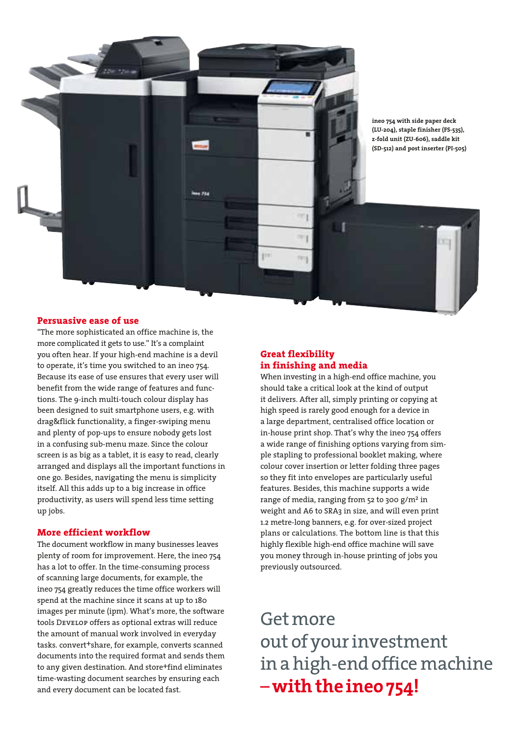ineo 754 with side paper deck (LU-204), staple finisher (FS-535), z-fold unit (ZU-606), saddle kit (SD-512) and post inserter (PI-505)

## Persuasive ease of use

"The more sophisticated an office machine is, the more complicated it gets to use." It's a complaint you often hear. If your high-end machine is a devil to operate, it's time you switched to an ineo 754. Because its ease of use ensures that every user will benefit from the wide range of features and functions. The 9-inch multi-touch colour display has been designed to suit smartphone users, e.g. with drag&flick functionality, a finger-swiping menu and plenty of pop-ups to ensure nobody gets lost in a confusing sub-menu maze. Since the colour screen is as big as a tablet, it is easy to read, clearly arranged and displays all the important functions in one go. Besides, navigating the menu is simplicity itself. All this adds up to a big increase in office productivity, as users will spend less time setting up jobs.

## More efficient workflow

The document workflow in many businesses leaves plenty of room for improvement. Here, the ineo 754 has a lot to offer. In the time-consuming process of scanning large documents, for example, the ineo 754 greatly reduces the time office workers will spend at the machine since it scans at up to 180 images per minute (ipm). What's more, the software tools Develop offers as optional extras will reduce the amount of manual work involved in everyday tasks. convert+share, for example, converts scanned documents into the required format and sends them to any given destination. And store+find eliminates time-wasting document searches by ensuring each and every document can be located fast.

## Great flexibility in finishing and media

When investing in a high-end office machine, you should take a critical look at the kind of output it delivers. After all, simply printing or copying at high speed is rarely good enough for a device in a large department, centralised office location or in-house print shop. That's why the ineo 754 offers a wide range of finishing options varying from simple stapling to professional booklet making, where colour cover insertion or letter folding three pages so they fit into envelopes are particularly useful features. Besides, this machine supports a wide range of media, ranging from 52 to 300 g/m² in weight and A6 to SRA3 in size, and will even print 1.2 metre-long banners, e.g. for over-sized project plans or calculations. The bottom line is that this highly flexible high-end office machine will save you money through in-house printing of jobs you previously outsourced.

# Get more out of your investment in a high-end office machine – **with the ineo 754!**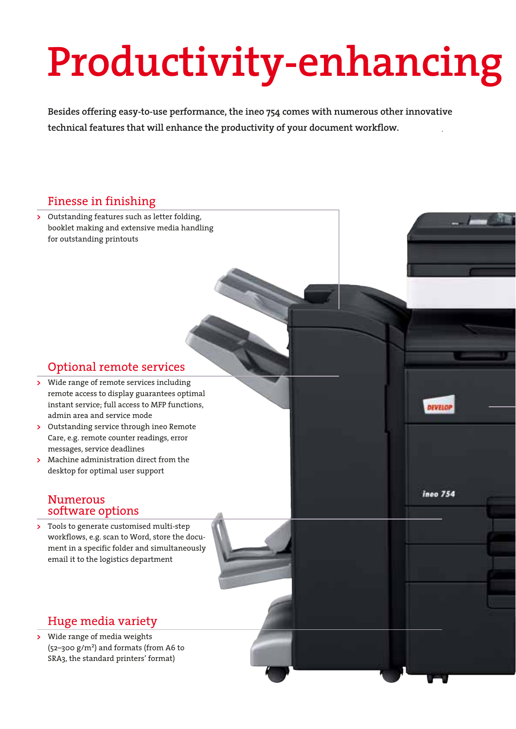# Productivity-enhancing

**Besides offering easy-to-use performance, the ineo 754 comes with numerous other innovative technical features that will enhance the productivity of your document workflow.**

## Finesse in finishing

- Outstanding features such as letter folding, booklet making and extensive media handling for outstanding printouts

## Optional remote services

- Wide range of remote services including remote access to display guarantees optimal instant service; full access to MFP functions, admin area and service mode
- Outstanding service through ineo Remote Care, e.g. remote counter readings, error messages, service deadlines
- Machine administration direct from the desktop for optimal user support

## Numerous software options

- Tools to generate customised multi-step workflows, e.g. scan to Word, store the document in a specific folder and simultaneously email it to the logistics department

## Huge media variety

- Wide range of media weights (52–300 g/m²) and formats (from A6 to SRA3, the standard printers' format)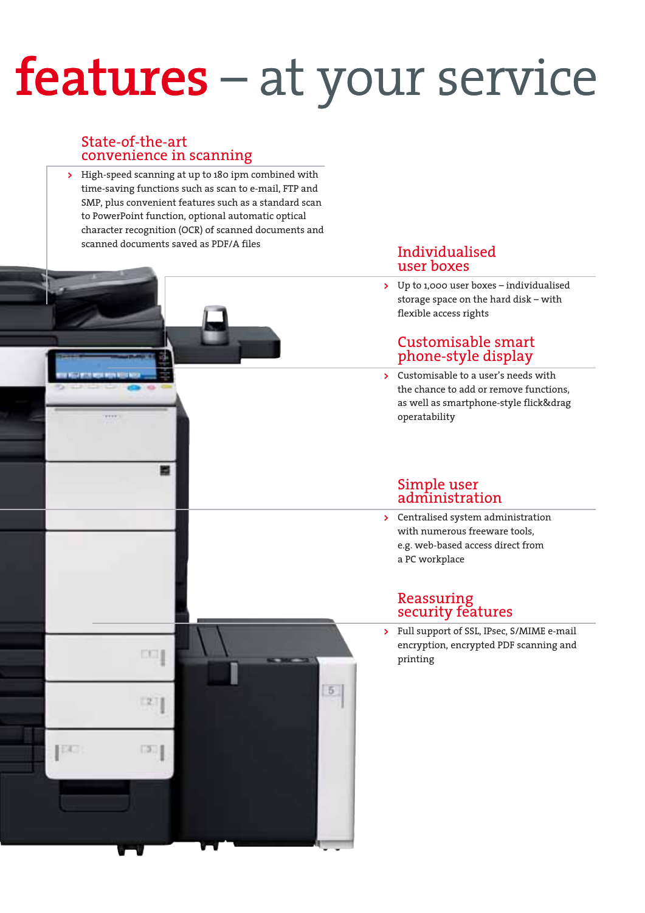# features – at your service

## State-of-the-art convenience in scanning

- High-speed scanning at up to 180 ipm combined with time-saving functions such as scan to e-mail, FTP and SMP, plus convenient features such as a standard scan to PowerPoint function, optional automatic optical character recognition (OCR) of scanned documents and scanned documents saved as PDF/A files

## Individualised user boxes

- Up to 1,000 user boxes – individualised storage space on the hard disk – with flexible access rights

## Customisable smart phone-style display

- Customisable to a user's needs with the chance to add or remove functions, as well as smartphone-style flick&drag operatability

## Simple user administration

- Centralised system administration with numerous freeware tools, e.g. web-based access direct from a PC workplace

## Reassuring security features

- Full support of SSL, IPsec, S/MIME e-mail encryption, encrypted PDF scanning and printing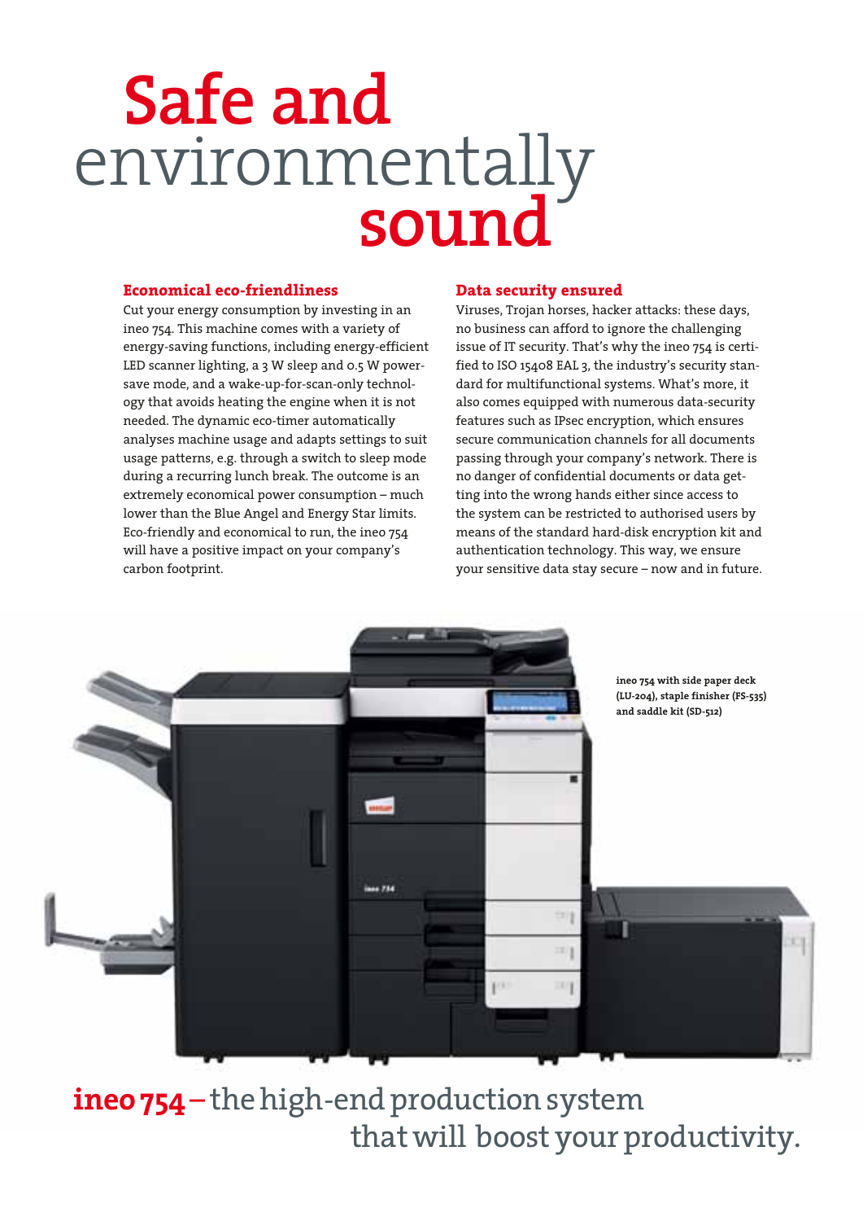# Safe and environmentally sound

## Economical eco-friendliness

Cut your energy consumption by investing in an ineo 754. This machine comes with a variety of energy-saving functions, including energy-efficient LED scanner lighting, a 3 W sleep and 0.5 W power-save mode, and a wake-up-for-scan-only technology that avoids heating the engine when it is not needed. The dynamic eco-timer automatically analyses machine usage and adapts settings to suit usage patterns, e.g. through a switch to sleep mode during a recurring lunch break. The outcome is an extremely economical power consumption – much lower than the Blue Angel and Energy Star limits. Eco-friendly and economical to run, the ineo 754 will have a positive impact on your company's carbon footprint.

## Data security ensured

Viruses, Trojan horses, hacker attacks: these days, no business can afford to ignore the challenging issue of IT security. That's why the ineo 754 is certified to ISO 15408 EAL 3, the industry's security standard for multifunctional systems. What's more, it also comes equipped with numerous data-security features such as IPsec encryption, which ensures secure communication channels for all documents passing through your company's network. There is no danger of confidential documents or data getting into the wrong hands either since access to the system can be restricted to authorised users by means of the standard hard-disk encryption kit and authentication technology. This way, we ensure your sensitive data stay secure – now and in future.

**ineo 754 with side paper deck (LU-204), staple finisher (FS-535) and saddle kit (SD-512)**

**ineo 754** – the high-end production system that will boost your productivity.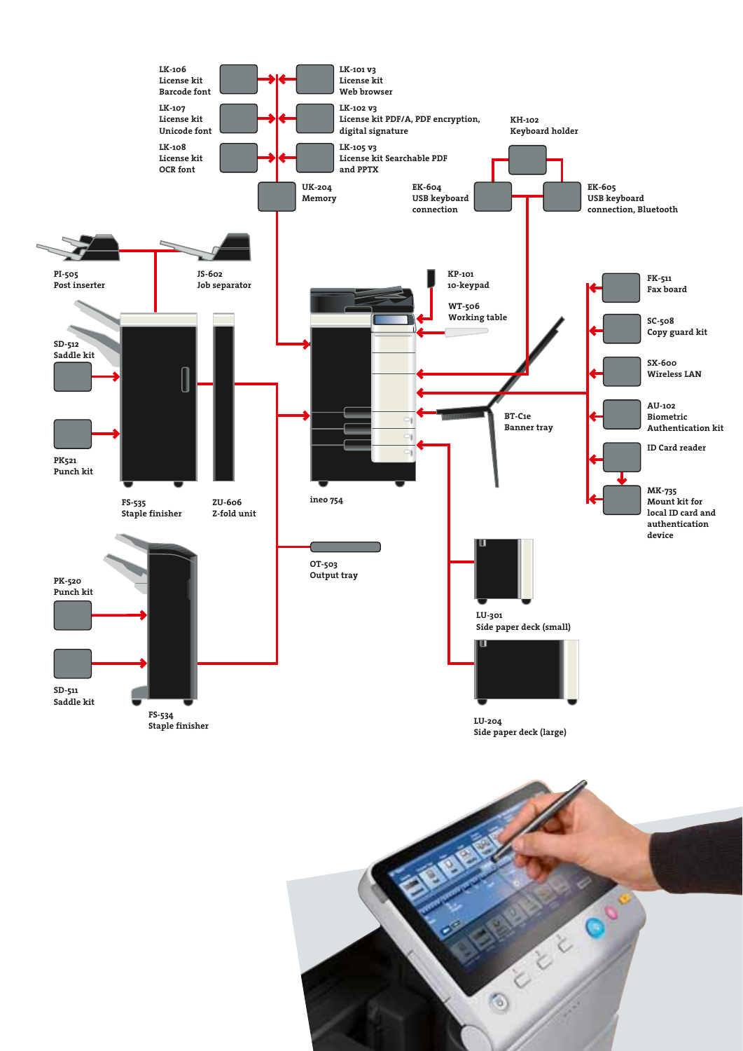LK-106
License kit
Barcode font

LK-101 v3
License kit
Web browser

LK-107
License kit
Unicode font

LK-102 v3
License kit PDF/A, PDF encryption, digital signature

LK-108
License kit
OCR font

LK-105 v3
License kit Searchable PDF and PPTX

UK-204
Memory

KH-102
Keyboard holder

EK-604
USB keyboard connection

EK-605
USB keyboard connection, Bluetooth

PI-505
Post inserter

JS-602
Job separator

KP-101
10-keypad

WT-506
Working table

FK-511
Fax board

SD-512
Saddle kit

SC-508
Copy guard kit

SX-600
Wireless LAN

BT-C1e
Banner tray

AU-102
Biometric Authentication kit

PK521
Punch kit

ID Card reader

MK-735
Mount kit for local ID card and authentication device

FS-535
Staple finisher

ZU-606
Z-fold unit

ineo 754

OT-503
Output tray

PK-520
Punch kit

LU-301
Side paper deck (small)

SD-511
Saddle kit

FS-534
Staple finisher

LU-204
Side paper deck (large)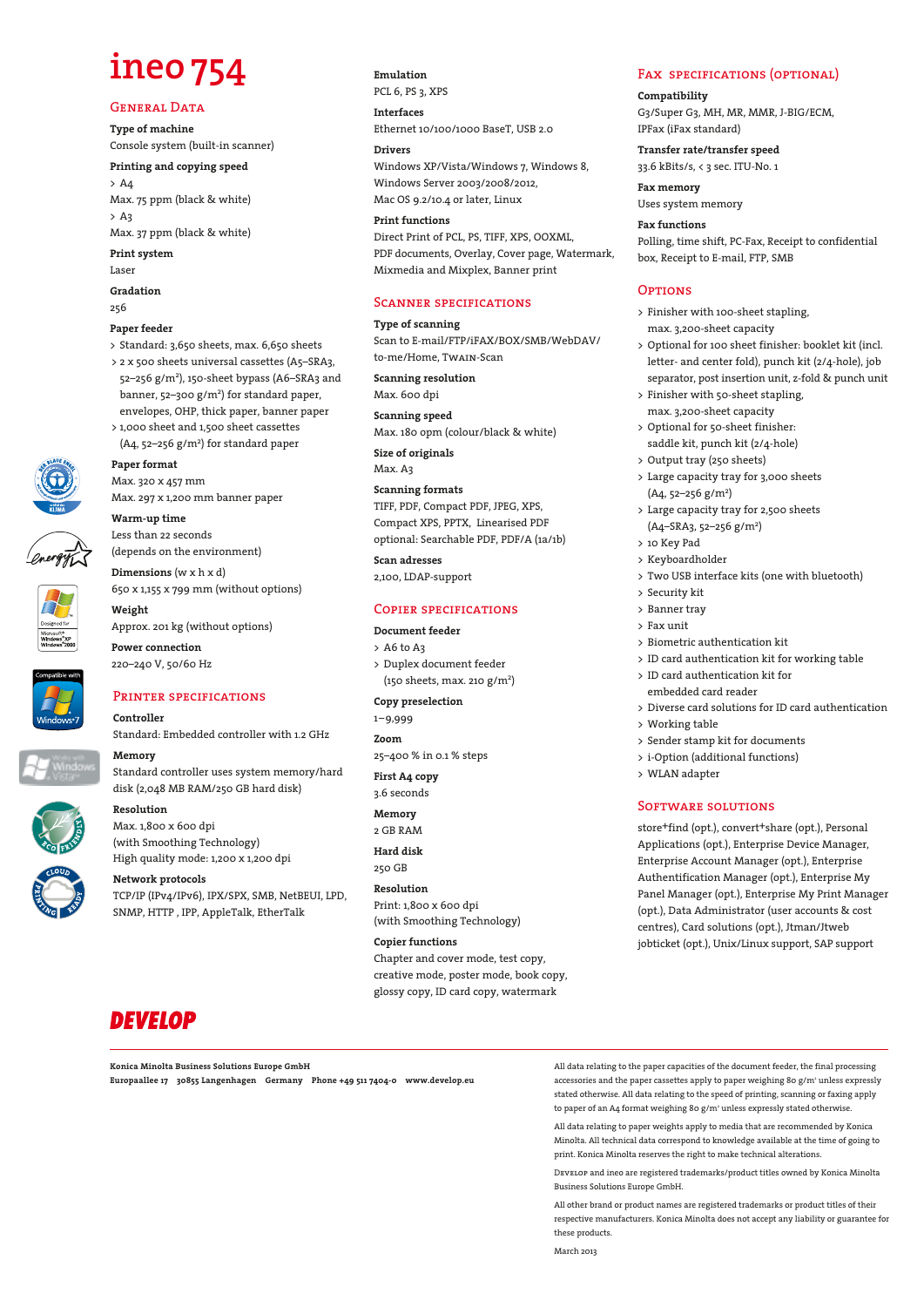# ineo 754

## General Data

**Type of machine**
Console system (built-in scanner)

**Printing and copying speed**
- A4
  Max. 75 ppm (black & white)
- A3
  Max. 37 ppm (black & white)

**Print system**
Laser

**Gradation**
256

**Paper feeder**
- Standard: 3,650 sheets, max. 6,650 sheets
- 2 x 500 sheets universal cassettes (A5–SRA3, 52–256 g/m²), 150-sheet bypass (A6–SRA3 and banner, 52–300 g/m²) for standard paper, envelopes, OHP, thick paper, banner paper
- 1,000 sheet and 1,500 sheet cassettes (A4, 52–256 g/m²) for standard paper

**Paper format**
Max. 320 x 457 mm
Max. 297 x 1,200 mm banner paper

**Warm-up time**
Less than 22 seconds
(depends on the environment)

**Dimensions** (w x h x d)
650 x 1,155 x 799 mm (without options)

**Weight**
Approx. 201 kg (without options)

**Power connection**
220–240 V, 50/60 Hz

## Printer Specifications

**Controller**
Standard: Embedded controller with 1.2 GHz

**Memory**
Standard controller uses system memory/hard disk (2,048 MB RAM/250 GB hard disk)

**Resolution**
Max. 1,800 x 600 dpi
(with Smoothing Technology)
High quality mode: 1,200 x 1,200 dpi

**Network protocols**
TCP/IP (IPv4/IPv6), IPX/SPX, SMB, NetBEUI, LPD, SNMP, HTTP , IPP, AppleTalk, EtherTalk

**Emulation**
PCL 6, PS 3, XPS

**Interfaces**
Ethernet 10/100/1000 BaseT, USB 2.0

**Drivers**
Windows XP/Vista/Windows 7, Windows 8, Windows Server 2003/2008/2012, Mac OS 9.2/10.4 or later, Linux

**Print functions**
Direct Print of PCL, PS, TIFF, XPS, OOXML, PDF documents, Overlay, Cover page, Watermark, Mixmedia and Mixplex, Banner print

## Scanner Specifications

**Type of scanning**
Scan to E-mail/FTP/iFAX/BOX/SMB/WebDAV/to-me/Home, Twain-Scan

**Scanning resolution**
Max. 600 dpi

**Scanning speed**
Max. 180 opm (colour/black & white)

**Size of originals**
Max. A3

**Scanning formats**
TIFF, PDF, Compact PDF, JPEG, XPS, Compact XPS, PPTX, Linearised PDF
optional: Searchable PDF, PDF/A (1a/1b)

**Scan adresses**
2,100, LDAP-support

## Copier Specifications

**Document feeder**
- A6 to A3
- Duplex document feeder (150 sheets, max. 210 g/m²)

**Copy preselection**
1–9,999

**Zoom**
25–400 % in 0.1 % steps

**First A4 copy**
3.6 seconds

**Memory**
2 GB RAM

**Hard disk**
250 GB

**Resolution**
Print: 1,800 x 600 dpi
(with Smoothing Technology)

**Copier functions**
Chapter and cover mode, test copy, creative mode, poster mode, book copy, glossy copy, ID card copy, watermark

## Fax Specifications (optional)

**Compatibility**
G3/Super G3, MH, MR, MMR, J-BIG/ECM, IPFax (iFax standard)

**Transfer rate/transfer speed**
33.6 kBits/s, < 3 sec. ITU-No. 1

**Fax memory**
Uses system memory

**Fax functions**
Polling, time shift, PC-Fax, Receipt to confidential box, Receipt to E-mail, FTP, SMB

## Options

- Finisher with 100-sheet stapling, max. 3,200-sheet capacity
- Optional for 100 sheet finisher: booklet kit (incl. letter- and center fold), punch kit (2/4-hole), job separator, post insertion unit, z-fold & punch unit
- Finisher with 50-sheet stapling, max. 3,200-sheet capacity
- Optional for 50-sheet finisher: saddle kit, punch kit (2/4-hole)
- Output tray (250 sheets)
- Large capacity tray for 3,000 sheets (A4, 52–256 g/m²)
- Large capacity tray for 2,500 sheets (A4–SRA3, 52–256 g/m²)
- 10 Key Pad
- Keyboardholder
- Two USB interface kits (one with bluetooth)
- Security kit
- Banner tray
- Fax unit
- Biometric authentication kit
- ID card authentication kit for working table
- ID card authentication kit for embedded card reader
- Diverse card solutions for ID card authentication
- Working table
- Sender stamp kit for documents
- i-Option (additional functions)
- WLAN adapter

## Software Solutions

store+find (opt.), convert+share (opt.), Personal Applications (opt.), Enterprise Device Manager, Enterprise Account Manager (opt.), Enterprise Authentification Manager (opt.), Enterprise My Panel Manager (opt.), Enterprise My Print Manager (opt.), Data Administrator (user accounts & cost centres), Card solutions (opt.), Jtman/Jtweb jobticket (opt.), Unix/Linux support, SAP support

DEVELOP

**Konica Minolta Business Solutions Europe GmbH**
**Europaallee 17 30855 Langenhagen Germany Phone +49 511 7404-0 www.develop.eu**

All data relating to the paper capacities of the document feeder, the final processing accessories and the paper cassettes apply to paper weighing 80 g/m² unless expressly stated otherwise. All data relating to the speed of printing, scanning or faxing apply to paper of an A4 format weighing 80 g/m² unless expressly stated otherwise.

All data relating to paper weights apply to media that are recommended by Konica Minolta. All technical data correspond to knowledge available at the time of going to print. Konica Minolta reserves the right to make technical alterations.

Develop and ineo are registered trademarks/product titles owned by Konica Minolta Business Solutions Europe GmbH.

All other brand or product names are registered trademarks or product titles of their respective manufacturers. Konica Minolta does not accept any liability or guarantee for these products.

March 2013